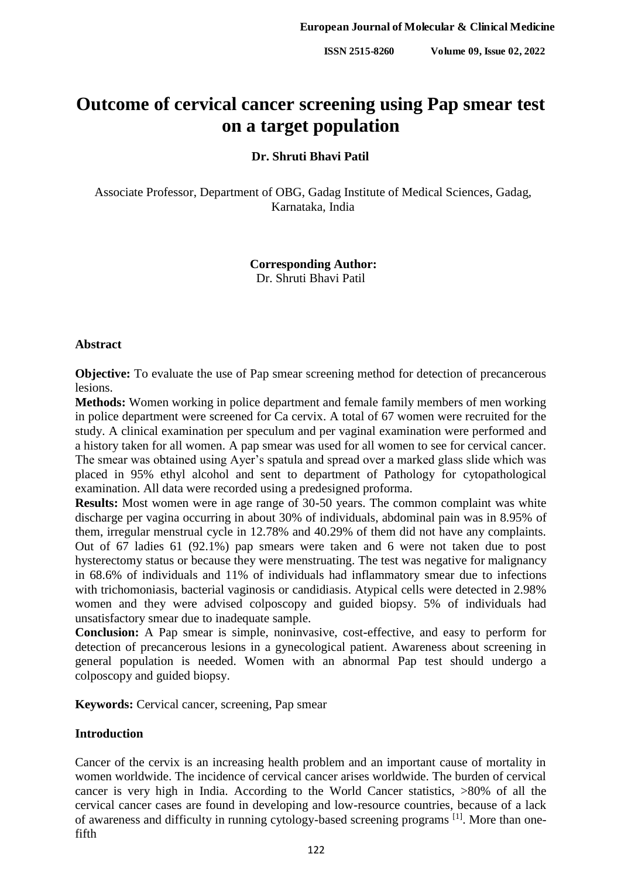# Outcome of cervical cancer screening using Pap smear test on a target population

**Dr. Shruti Bhavi Patil**

Associate Professor, Department of OBG, Gadag Institute of Medical Sciences, Gadag, Karnataka, India

**Corresponding Author:**
Dr. Shruti Bhavi Patil

## Abstract

**Objective:** To evaluate the use of Pap smear screening method for detection of precancerous lesions.

**Methods:** Women working in police department and female family members of men working in police department were screened for Ca cervix. A total of 67 women were recruited for the study. A clinical examination per speculum and per vaginal examination were performed and a history taken for all women. A pap smear was used for all women to see for cervical cancer. The smear was obtained using Ayer's spatula and spread over a marked glass slide which was placed in 95% ethyl alcohol and sent to department of Pathology for cytopathological examination. All data were recorded using a predesigned proforma.

**Results:** Most women were in age range of 30-50 years. The common complaint was white discharge per vagina occurring in about 30% of individuals, abdominal pain was in 8.95% of them, irregular menstrual cycle in 12.78% and 40.29% of them did not have any complaints. Out of 67 ladies 61 (92.1%) pap smears were taken and 6 were not taken due to post hysterectomy status or because they were menstruating. The test was negative for malignancy in 68.6% of individuals and 11% of individuals had inflammatory smear due to infections with trichomoniasis, bacterial vaginosis or candidiasis. Atypical cells were detected in 2.98% women and they were advised colposcopy and guided biopsy. 5% of individuals had unsatisfactory smear due to inadequate sample.

**Conclusion:** A Pap smear is simple, noninvasive, cost-effective, and easy to perform for detection of precancerous lesions in a gynecological patient. Awareness about screening in general population is needed. Women with an abnormal Pap test should undergo a colposcopy and guided biopsy.

**Keywords:** Cervical cancer, screening, Pap smear

## Introduction

Cancer of the cervix is an increasing health problem and an important cause of mortality in women worldwide. The incidence of cervical cancer arises worldwide. The burden of cervical cancer is very high in India. According to the World Cancer statistics, >80% of all the cervical cancer cases are found in developing and low-resource countries, because of a lack of awareness and difficulty in running cytology-based screening programs [1]. More than one-fifth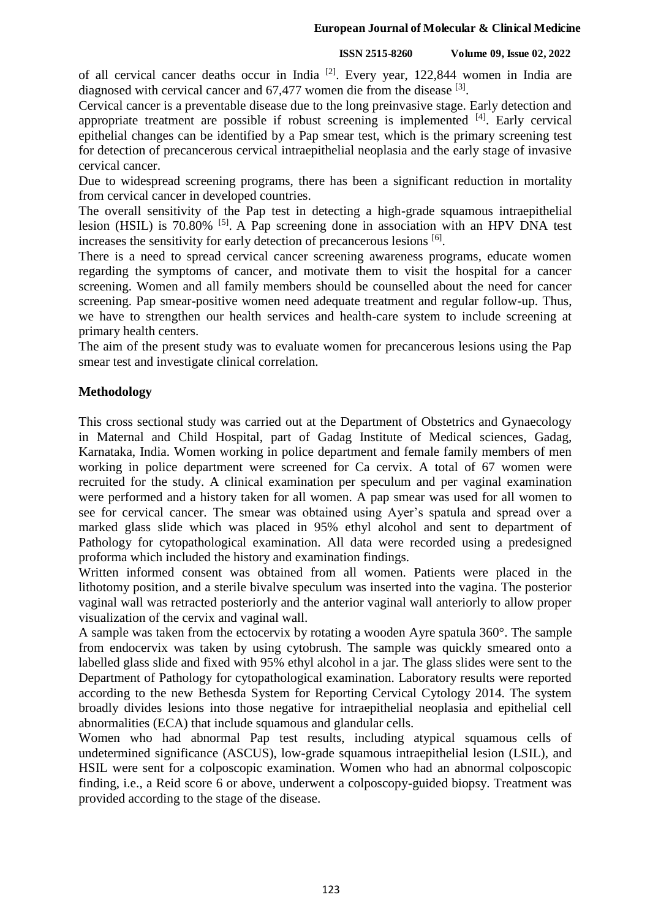of all cervical cancer deaths occur in India [2]. Every year, 122,844 women in India are diagnosed with cervical cancer and 67,477 women die from the disease [3].

Cervical cancer is a preventable disease due to the long preinvasive stage. Early detection and appropriate treatment are possible if robust screening is implemented [4]. Early cervical epithelial changes can be identified by a Pap smear test, which is the primary screening test for detection of precancerous cervical intraepithelial neoplasia and the early stage of invasive cervical cancer.

Due to widespread screening programs, there has been a significant reduction in mortality from cervical cancer in developed countries.

The overall sensitivity of the Pap test in detecting a high-grade squamous intraepithelial lesion (HSIL) is 70.80% [5]. A Pap screening done in association with an HPV DNA test increases the sensitivity for early detection of precancerous lesions [6].

There is a need to spread cervical cancer screening awareness programs, educate women regarding the symptoms of cancer, and motivate them to visit the hospital for a cancer screening. Women and all family members should be counselled about the need for cancer screening. Pap smear-positive women need adequate treatment and regular follow-up. Thus, we have to strengthen our health services and health-care system to include screening at primary health centers.

The aim of the present study was to evaluate women for precancerous lesions using the Pap smear test and investigate clinical correlation.

## Methodology

This cross sectional study was carried out at the Department of Obstetrics and Gynaecology in Maternal and Child Hospital, part of Gadag Institute of Medical sciences, Gadag, Karnataka, India. Women working in police department and female family members of men working in police department were screened for Ca cervix. A total of 67 women were recruited for the study. A clinical examination per speculum and per vaginal examination were performed and a history taken for all women. A pap smear was used for all women to see for cervical cancer. The smear was obtained using Ayer's spatula and spread over a marked glass slide which was placed in 95% ethyl alcohol and sent to department of Pathology for cytopathological examination. All data were recorded using a predesigned proforma which included the history and examination findings.

Written informed consent was obtained from all women. Patients were placed in the lithotomy position, and a sterile bivalve speculum was inserted into the vagina. The posterior vaginal wall was retracted posteriorly and the anterior vaginal wall anteriorly to allow proper visualization of the cervix and vaginal wall.

A sample was taken from the ectocervix by rotating a wooden Ayre spatula 360°. The sample from endocervix was taken by using cytobrush. The sample was quickly smeared onto a labelled glass slide and fixed with 95% ethyl alcohol in a jar. The glass slides were sent to the Department of Pathology for cytopathological examination. Laboratory results were reported according to the new Bethesda System for Reporting Cervical Cytology 2014. The system broadly divides lesions into those negative for intraepithelial neoplasia and epithelial cell abnormalities (ECA) that include squamous and glandular cells.

Women who had abnormal Pap test results, including atypical squamous cells of undetermined significance (ASCUS), low-grade squamous intraepithelial lesion (LSIL), and HSIL were sent for a colposcopic examination. Women who had an abnormal colposcopic finding, i.e., a Reid score 6 or above, underwent a colposcopy-guided biopsy. Treatment was provided according to the stage of the disease.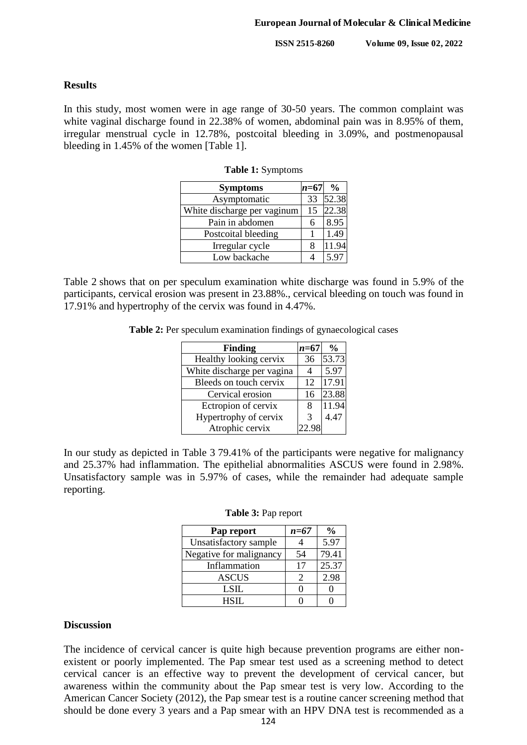## Results

In this study, most women were in age range of 30-50 years. The common complaint was white vaginal discharge found in 22.38% of women, abdominal pain was in 8.95% of them, irregular menstrual cycle in 12.78%, postcoital bleeding in 3.09%, and postmenopausal bleeding in 1.45% of the women [Table 1].

**Table 1:** Symptoms

| Symptoms | *n*=67 | % |
|---|---|---|
| Asymptomatic | 33 | 52.38 |
| White discharge per vaginum | 15 | 22.38 |
| Pain in abdomen | 6 | 8.95 |
| Postcoital bleeding | 1 | 1.49 |
| Irregular cycle | 8 | 11.94 |
| Low backache | 4 | 5.97 |

Table 2 shows that on per speculum examination white discharge was found in 5.9% of the participants, cervical erosion was present in 23.88%., cervical bleeding on touch was found in 17.91% and hypertrophy of the cervix was found in 4.47%.

**Table 2:** Per speculum examination findings of gynaecological cases

| Finding | *n*=67 | % |
|---|---|---|
| Healthy looking cervix | 36 | 53.73 |
| White discharge per vagina | 4 | 5.97 |
| Bleeds on touch cervix | 12 | 17.91 |
| Cervical erosion | 16 | 23.88 |
| Ectropion of cervix | 8 | 11.94 |
| Hypertrophy of cervix | 3 | 4.47 |
| Atrophic cervix | 22.98 | |

In our study as depicted in Table 3 79.41% of the participants were negative for malignancy and 25.37% had inflammation. The epithelial abnormalities ASCUS were found in 2.98%. Unsatisfactory sample was in 5.97% of cases, while the remainder had adequate sample reporting.

**Table 3:** Pap report

| Pap report | *n=67* | % |
|---|---|---|
| Unsatisfactory sample | 4 | 5.97 |
| Negative for malignancy | 54 | 79.41 |
| Inflammation | 17 | 25.37 |
| ASCUS | 2 | 2.98 |
| LSIL | 0 | 0 |
| HSIL | 0 | 0 |

## Discussion

The incidence of cervical cancer is quite high because prevention programs are either non-existent or poorly implemented. The Pap smear test used as a screening method to detect cervical cancer is an effective way to prevent the development of cervical cancer, but awareness within the community about the Pap smear test is very low. According to the American Cancer Society (2012), the Pap smear test is a routine cancer screening method that should be done every 3 years and a Pap smear with an HPV DNA test is recommended as a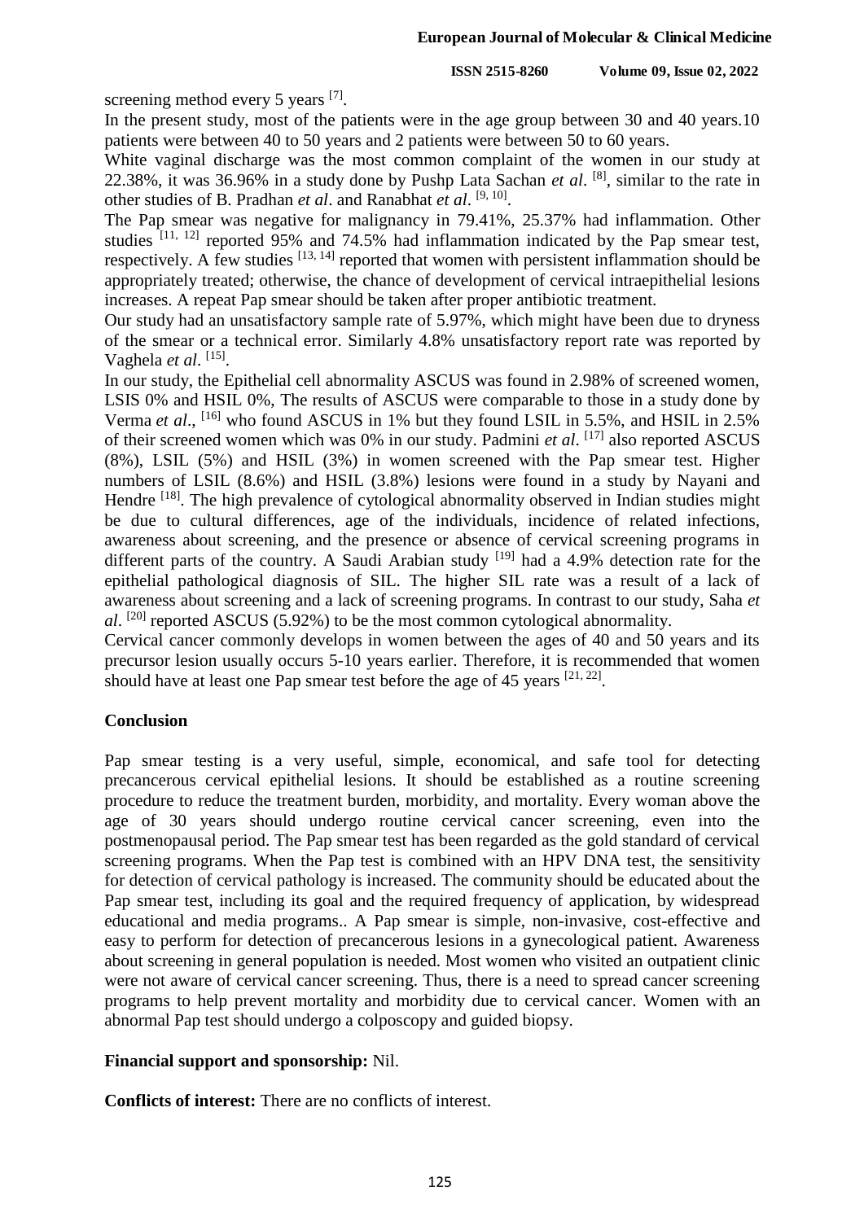screening method every 5 years [7].

In the present study, most of the patients were in the age group between 30 and 40 years.10 patients were between 40 to 50 years and 2 patients were between 50 to 60 years.

White vaginal discharge was the most common complaint of the women in our study at 22.38%, it was 36.96% in a study done by Pushp Lata Sachan *et al*. [8], similar to the rate in other studies of B. Pradhan *et al*. and Ranabhat *et al*. [9, 10].

The Pap smear was negative for malignancy in 79.41%, 25.37% had inflammation. Other studies [11, 12] reported 95% and 74.5% had inflammation indicated by the Pap smear test, respectively. A few studies [13, 14] reported that women with persistent inflammation should be appropriately treated; otherwise, the chance of development of cervical intraepithelial lesions increases. A repeat Pap smear should be taken after proper antibiotic treatment.

Our study had an unsatisfactory sample rate of 5.97%, which might have been due to dryness of the smear or a technical error. Similarly 4.8% unsatisfactory report rate was reported by Vaghela *et al*. [15].

In our study, the Epithelial cell abnormality ASCUS was found in 2.98% of screened women, LSIS 0% and HSIL 0%, The results of ASCUS were comparable to those in a study done by Verma *et al*., [16] who found ASCUS in 1% but they found LSIL in 5.5%, and HSIL in 2.5% of their screened women which was 0% in our study. Padmini *et al*. [17] also reported ASCUS (8%), LSIL (5%) and HSIL (3%) in women screened with the Pap smear test. Higher numbers of LSIL (8.6%) and HSIL (3.8%) lesions were found in a study by Nayani and Hendre [18]. The high prevalence of cytological abnormality observed in Indian studies might be due to cultural differences, age of the individuals, incidence of related infections, awareness about screening, and the presence or absence of cervical screening programs in different parts of the country. A Saudi Arabian study [19] had a 4.9% detection rate for the epithelial pathological diagnosis of SIL. The higher SIL rate was a result of a lack of awareness about screening and a lack of screening programs. In contrast to our study, Saha *et al*. [20] reported ASCUS (5.92%) to be the most common cytological abnormality.

Cervical cancer commonly develops in women between the ages of 40 and 50 years and its precursor lesion usually occurs 5-10 years earlier. Therefore, it is recommended that women should have at least one Pap smear test before the age of 45 years [21, 22].

## Conclusion

Pap smear testing is a very useful, simple, economical, and safe tool for detecting precancerous cervical epithelial lesions. It should be established as a routine screening procedure to reduce the treatment burden, morbidity, and mortality. Every woman above the age of 30 years should undergo routine cervical cancer screening, even into the postmenopausal period. The Pap smear test has been regarded as the gold standard of cervical screening programs. When the Pap test is combined with an HPV DNA test, the sensitivity for detection of cervical pathology is increased. The community should be educated about the Pap smear test, including its goal and the required frequency of application, by widespread educational and media programs.. A Pap smear is simple, non-invasive, cost-effective and easy to perform for detection of precancerous lesions in a gynecological patient. Awareness about screening in general population is needed. Most women who visited an outpatient clinic were not aware of cervical cancer screening. Thus, there is a need to spread cancer screening programs to help prevent mortality and morbidity due to cervical cancer. Women with an abnormal Pap test should undergo a colposcopy and guided biopsy.

**Financial support and sponsorship:** Nil.

**Conflicts of interest:** There are no conflicts of interest.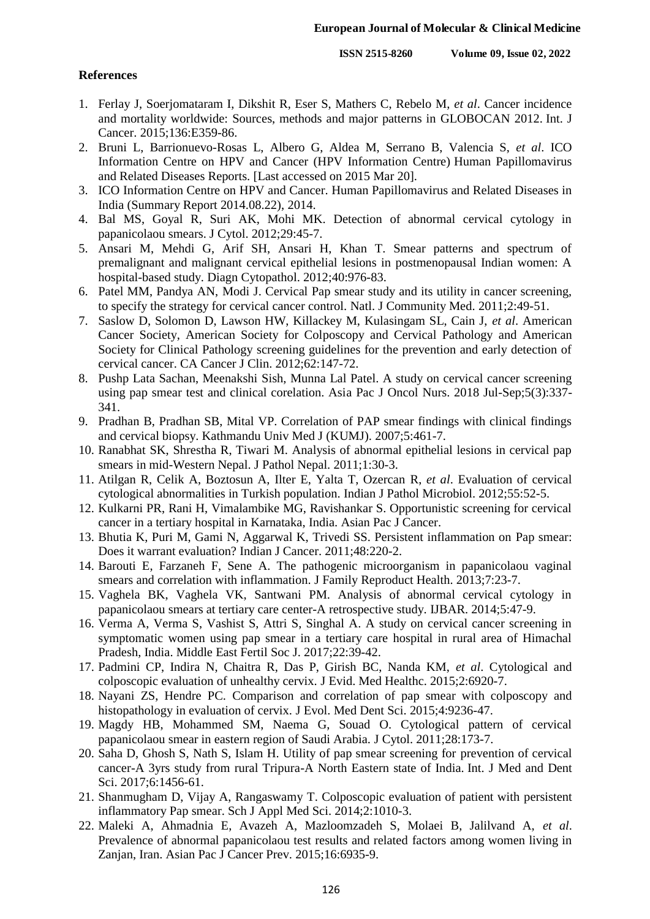## References

1. Ferlay J, Soerjomataram I, Dikshit R, Eser S, Mathers C, Rebelo M, *et al*. Cancer incidence and mortality worldwide: Sources, methods and major patterns in GLOBOCAN 2012. Int. J Cancer. 2015;136:E359-86.
2. Bruni L, Barrionuevo-Rosas L, Albero G, Aldea M, Serrano B, Valencia S, *et al*. ICO Information Centre on HPV and Cancer (HPV Information Centre) Human Papillomavirus and Related Diseases Reports. [Last accessed on 2015 Mar 20].
3. ICO Information Centre on HPV and Cancer. Human Papillomavirus and Related Diseases in India (Summary Report 2014.08.22), 2014.
4. Bal MS, Goyal R, Suri AK, Mohi MK. Detection of abnormal cervical cytology in papanicolaou smears. J Cytol. 2012;29:45-7.
5. Ansari M, Mehdi G, Arif SH, Ansari H, Khan T. Smear patterns and spectrum of premalignant and malignant cervical epithelial lesions in postmenopausal Indian women: A hospital-based study. Diagn Cytopathol. 2012;40:976-83.
6. Patel MM, Pandya AN, Modi J. Cervical Pap smear study and its utility in cancer screening, to specify the strategy for cervical cancer control. Natl. J Community Med. 2011;2:49-51.
7. Saslow D, Solomon D, Lawson HW, Killackey M, Kulasingam SL, Cain J, *et al*. American Cancer Society, American Society for Colposcopy and Cervical Pathology and American Society for Clinical Pathology screening guidelines for the prevention and early detection of cervical cancer. CA Cancer J Clin. 2012;62:147-72.
8. Pushp Lata Sachan, Meenakshi Sish, Munna Lal Patel. A study on cervical cancer screening using pap smear test and clinical corelation. Asia Pac J Oncol Nurs. 2018 Jul-Sep;5(3):337-341.
9. Pradhan B, Pradhan SB, Mital VP. Correlation of PAP smear findings with clinical findings and cervical biopsy. Kathmandu Univ Med J (KUMJ). 2007;5:461-7.
10. Ranabhat SK, Shrestha R, Tiwari M. Analysis of abnormal epithelial lesions in cervical pap smears in mid-Western Nepal. J Pathol Nepal. 2011;1:30-3.
11. Atilgan R, Celik A, Boztosun A, Ilter E, Yalta T, Ozercan R, *et al*. Evaluation of cervical cytological abnormalities in Turkish population. Indian J Pathol Microbiol. 2012;55:52-5.
12. Kulkarni PR, Rani H, Vimalambike MG, Ravishankar S. Opportunistic screening for cervical cancer in a tertiary hospital in Karnataka, India. Asian Pac J Cancer.
13. Bhutia K, Puri M, Gami N, Aggarwal K, Trivedi SS. Persistent inflammation on Pap smear: Does it warrant evaluation? Indian J Cancer. 2011;48:220-2.
14. Barouti E, Farzaneh F, Sene A. The pathogenic microorganism in papanicolaou vaginal smears and correlation with inflammation. J Family Reproduct Health. 2013;7:23-7.
15. Vaghela BK, Vaghela VK, Santwani PM. Analysis of abnormal cervical cytology in papanicolaou smears at tertiary care center-A retrospective study. IJBAR. 2014;5:47-9.
16. Verma A, Verma S, Vashist S, Attri S, Singhal A. A study on cervical cancer screening in symptomatic women using pap smear in a tertiary care hospital in rural area of Himachal Pradesh, India. Middle East Fertil Soc J. 2017;22:39-42.
17. Padmini CP, Indira N, Chaitra R, Das P, Girish BC, Nanda KM, *et al*. Cytological and colposcopic evaluation of unhealthy cervix. J Evid. Med Healthc. 2015;2:6920-7.
18. Nayani ZS, Hendre PC. Comparison and correlation of pap smear with colposcopy and histopathology in evaluation of cervix. J Evol. Med Dent Sci. 2015;4:9236-47.
19. Magdy HB, Mohammed SM, Naema G, Souad O. Cytological pattern of cervical papanicolaou smear in eastern region of Saudi Arabia. J Cytol. 2011;28:173-7.
20. Saha D, Ghosh S, Nath S, Islam H. Utility of pap smear screening for prevention of cervical cancer-A 3yrs study from rural Tripura-A North Eastern state of India. Int. J Med and Dent Sci. 2017;6:1456-61.
21. Shanmugham D, Vijay A, Rangaswamy T. Colposcopic evaluation of patient with persistent inflammatory Pap smear. Sch J Appl Med Sci. 2014;2:1010-3.
22. Maleki A, Ahmadnia E, Avazeh A, Mazloomzadeh S, Molaei B, Jalilvand A, *et al*. Prevalence of abnormal papanicolaou test results and related factors among women living in Zanjan, Iran. Asian Pac J Cancer Prev. 2015;16:6935-9.